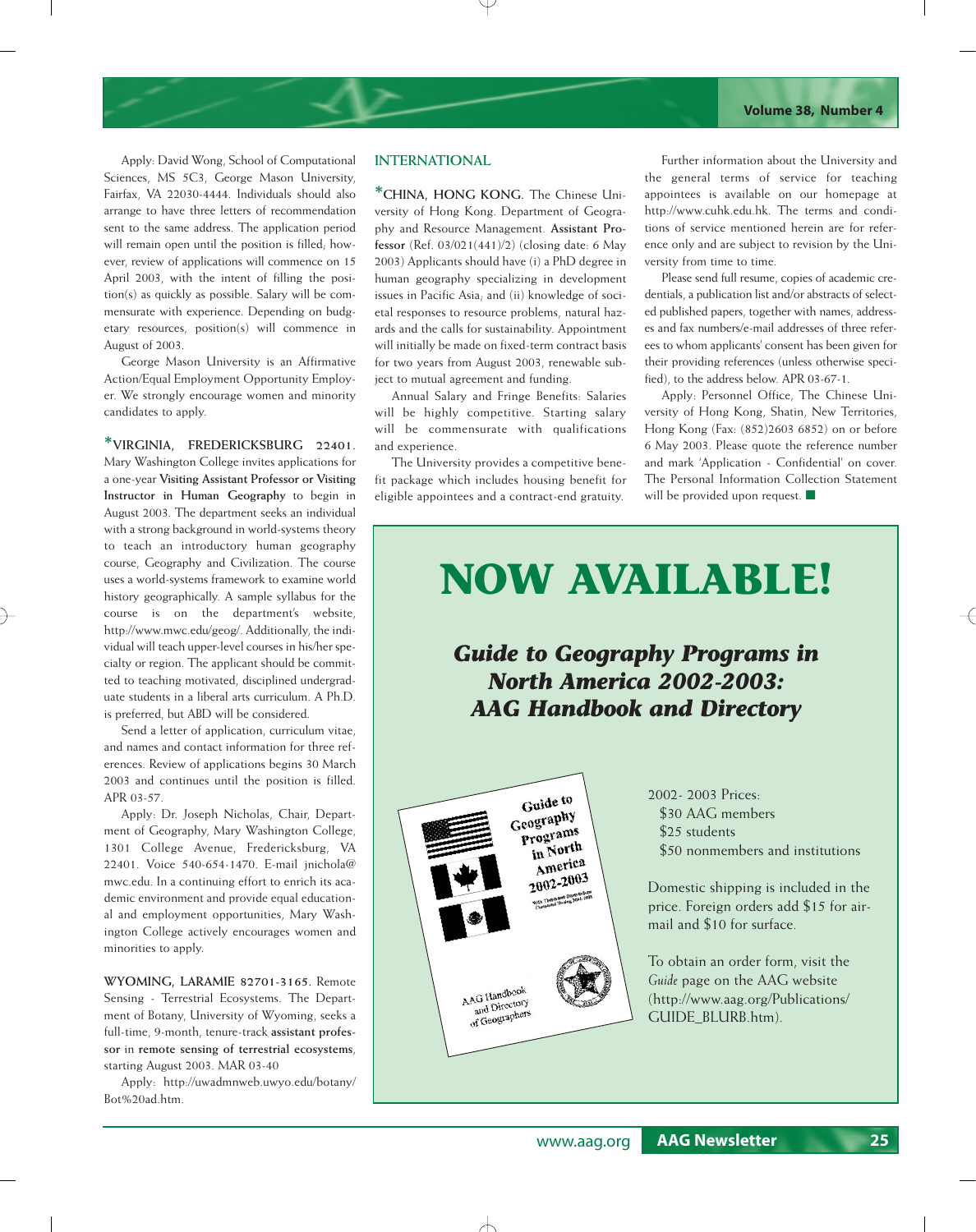Apply: David Wong, School of Computational Sciences, MS 5C3, George Mason University, Fairfax, VA 22030-4444. Individuals should also arrange to have three letters of recommendation sent to the same address. The application period will remain open until the position is filled; however, review of applications will commence on 15 April 2003, with the intent of filling the position(s) as quickly as possible. Salary will be commensurate with experience. Depending on budgetary resources, position(s) will commence in August of 2003.

George Mason University is an Affirmative Action/Equal Employment Opportunity Employer. We strongly encourage women and minority candidates to apply.

***VIRGINIA, FREDERICKSBURG 22401.** Mary Washington College invites applications for a one-year **Visiting Assistant Professor or Visiting Instructor in Human Geography** to begin in August 2003. The department seeks an individual with a strong background in world-systems theory to teach an introductory human geography course, Geography and Civilization. The course uses a world-systems framework to examine world history geographically. A sample syllabus for the course is on the department's website, http://www.mwc.edu/geog/. Additionally, the individual will teach upper-level courses in his/her specialty or region. The applicant should be committed to teaching motivated, disciplined undergraduate students in a liberal arts curriculum. A Ph.D. is preferred, but ABD will be considered.

Send a letter of application, curriculum vitae, and names and contact information for three references. Review of applications begins 30 March 2003 and continues until the position is filled. APR 03-57.

Apply: Dr. Joseph Nicholas, Chair, Department of Geography, Mary Washington College, 1301 College Avenue, Fredericksburg, VA 22401. Voice 540-654-1470. E-mail jnichola@mwc.edu. In a continuing effort to enrich its academic environment and provide equal educational and employment opportunities, Mary Washington College actively encourages women and minorities to apply.

**WYOMING, LARAMIE 82701-3165.** Remote Sensing - Terrestrial Ecosystems. The Department of Botany, University of Wyoming, seeks a full-time, 9-month, tenure-track **assistant professor** in **remote sensing of terrestrial ecosystems**, starting August 2003. MAR 03-40

Apply: http://uwadmnweb.uwyo.edu/botany/Bot%20ad.htm.

## INTERNATIONAL

***CHINA, HONG KONG.** The Chinese University of Hong Kong. Department of Geography and Resource Management. **Assistant Professor** (Ref. 03/021(441)/2) (closing date: 6 May 2003) Applicants should have (i) a PhD degree in human geography specializing in development issues in Pacific Asia; and (ii) knowledge of societal responses to resource problems, natural hazards and the calls for sustainability. Appointment will initially be made on fixed-term contract basis for two years from August 2003, renewable subject to mutual agreement and funding.

Annual Salary and Fringe Benefits: Salaries will be highly competitive. Starting salary will be commensurate with qualifications and experience.

The University provides a competitive benefit package which includes housing benefit for eligible appointees and a contract-end gratuity.

Further information about the University and the general terms of service for teaching appointees is available on our homepage at http://www.cuhk.edu.hk. The terms and conditions of service mentioned herein are for reference only and are subject to revision by the University from time to time.

Please send full resume, copies of academic credentials, a publication list and/or abstracts of selected published papers, together with names, addresses and fax numbers/e-mail addresses of three referees to whom applicants' consent has been given for their providing references (unless otherwise specified), to the address below. APR 03-67-1.

Apply: Personnel Office, The Chinese University of Hong Kong, Shatin, New Territories, Hong Kong (Fax: (852)2603 6852) on or before 6 May 2003. Please quote the reference number and mark 'Application - Confidential' on cover. The Personal Information Collection Statement will be provided upon request. ■

# NOW AVAILABLE!

## *Guide to Geography Programs in North America 2002-2003: AAG Handbook and Directory*

2002- 2003 Prices:
- $30 AAG members
- $25 students
- $50 nonmembers and institutions

Domestic shipping is included in the price. Foreign orders add $15 for airmail and $10 for surface.

To obtain an order form, visit the *Guide* page on the AAG website (http://www.aag.org/Publications/GUIDE_BLURB.htm).